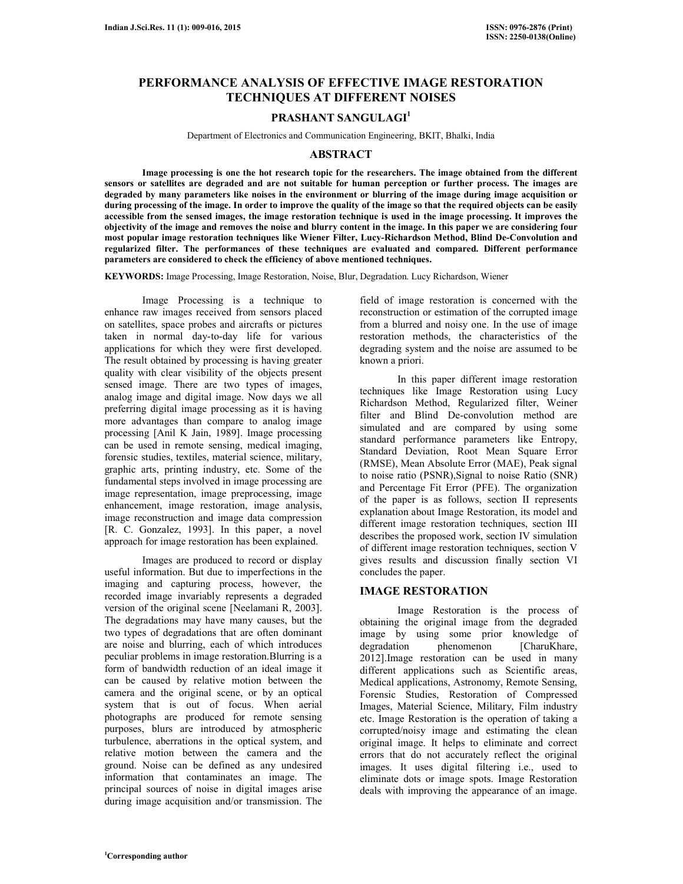# PERFORMANCE ANALYSIS OF EFFECTIVE IMAGE RESTORATION TECHNIQUES AT DIFFERENT NOISES

## PRASHANT SANGULAGI[1]

Department of Electronics and Communication Engineering, BKIT, Bhalki, India

## ABSTRACT

**Image processing is one the hot research topic for the researchers. The image obtained from the different sensors or satellites are degraded and are not suitable for human perception or further process. The images are degraded by many parameters like noises in the environment or blurring of the image during image acquisition or during processing of the image. In order to improve the quality of the image so that the required objects can be easily accessible from the sensed images, the image restoration technique is used in the image processing. It improves the objectivity of the image and removes the noise and blurry content in the image. In this paper we are considering four most popular image restoration techniques like Wiener Filter, Lucy-Richardson Method, Blind De-Convolution and regularized filter. The performances of these techniques are evaluated and compared. Different performance parameters are considered to check the efficiency of above mentioned techniques.**

**KEYWORDS:** Image Processing, Image Restoration, Noise, Blur, Degradation. Lucy Richardson, Wiener

Image Processing is a technique to enhance raw images received from sensors placed on satellites, space probes and aircrafts or pictures taken in normal day-to-day life for various applications for which they were first developed. The result obtained by processing is having greater quality with clear visibility of the objects present sensed image. There are two types of images, analog image and digital image. Now days we all preferring digital image processing as it is having more advantages than compare to analog image processing [Anil K Jain, 1989]. Image processing can be used in remote sensing, medical imaging, forensic studies, textiles, material science, military, graphic arts, printing industry, etc. Some of the fundamental steps involved in image processing are image representation, image preprocessing, image enhancement, image restoration, image analysis, image reconstruction and image data compression [R. C. Gonzalez, 1993]. In this paper, a novel approach for image restoration has been explained.

Images are produced to record or display useful information. But due to imperfections in the imaging and capturing process, however, the recorded image invariably represents a degraded version of the original scene [Neelamani R, 2003]. The degradations may have many causes, but the two types of degradations that are often dominant are noise and blurring, each of which introduces peculiar problems in image restoration.Blurring is a form of bandwidth reduction of an ideal image it can be caused by relative motion between the camera and the original scene, or by an optical system that is out of focus. When aerial photographs are produced for remote sensing purposes, blurs are introduced by atmospheric turbulence, aberrations in the optical system, and relative motion between the camera and the ground. Noise can be defined as any undesired information that contaminates an image. The principal sources of noise in digital images arise during image acquisition and/or transmission. The field of image restoration is concerned with the reconstruction or estimation of the corrupted image from a blurred and noisy one. In the use of image restoration methods, the characteristics of the degrading system and the noise are assumed to be known a priori.

In this paper different image restoration techniques like Image Restoration using Lucy Richardson Method, Regularized filter, Weiner filter and Blind De-convolution method are simulated and are compared by using some standard performance parameters like Entropy, Standard Deviation, Root Mean Square Error (RMSE), Mean Absolute Error (MAE), Peak signal to noise ratio (PSNR),Signal to noise Ratio (SNR) and Percentage Fit Error (PFE). The organization of the paper is as follows, section II represents explanation about Image Restoration, its model and different image restoration techniques, section III describes the proposed work, section IV simulation of different image restoration techniques, section V gives results and discussion finally section VI concludes the paper.

## IMAGE RESTORATION

Image Restoration is the process of obtaining the original image from the degraded image by using some prior knowledge of degradation phenomenon [CharuKhare, 2012].Image restoration can be used in many different applications such as Scientific areas, Medical applications, Astronomy, Remote Sensing, Forensic Studies, Restoration of Compressed Images, Material Science, Military, Film industry etc. Image Restoration is the operation of taking a corrupted/noisy image and estimating the clean original image. It helps to eliminate and correct errors that do not accurately reflect the original images. It uses digital filtering i.e., used to eliminate dots or image spots. Image Restoration deals with improving the appearance of an image.

[1]Corresponding author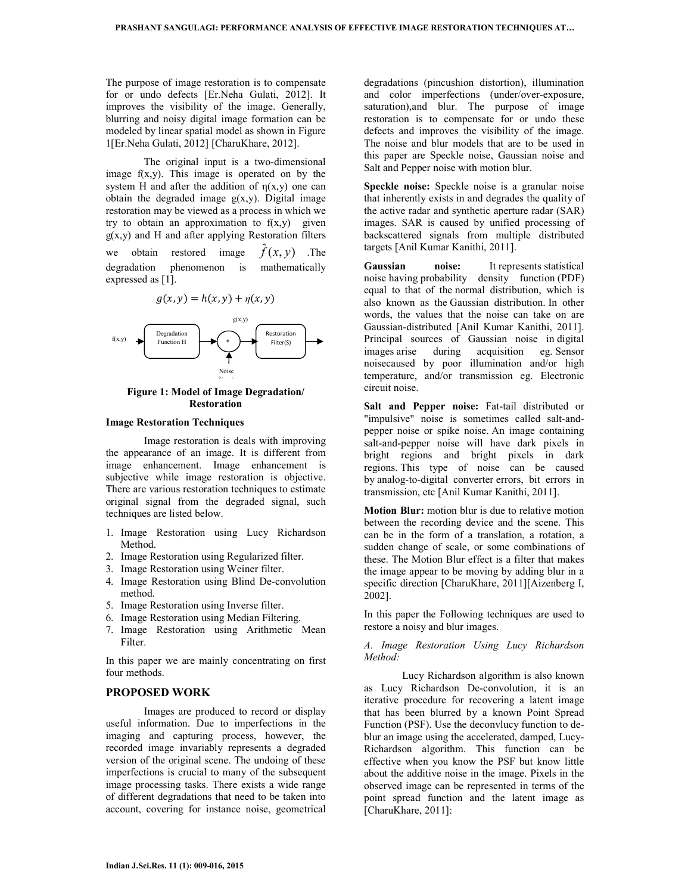The purpose of image restoration is to compensate for or undo defects [Er.Neha Gulati, 2012]. It improves the visibility of the image. Generally, blurring and noisy digital image formation can be modeled by linear spatial model as shown in Figure 1[Er.Neha Gulati, 2012] [CharuKhare, 2012].

The original input is a two-dimensional image f(x,y). This image is operated on by the system H and after the addition of η(x,y) one can obtain the degraded image g(x,y). Digital image restoration may be viewed as a process in which we try to obtain an approximation to f(x,y) given g(x,y) and H and after applying Restoration filters we obtain restored image $\hat{f}(x,y)$ .The degradation phenomenon is mathematically expressed as [1].

$$g(x,y) = h(x,y) + \eta(x,y)$$

f(x,y) → Degradation Function H → + (Noise) → g(x,y) → Restoration Filter(S) →

**Figure 1: Model of Image Degradation/ Restoration**

**Image Restoration Techniques**

Image restoration is deals with improving the appearance of an image. It is different from image enhancement. Image enhancement is subjective while image restoration is objective. There are various restoration techniques to estimate original signal from the degraded signal, such techniques are listed below.

1. Image Restoration using Lucy Richardson Method.
2. Image Restoration using Regularized filter.
3. Image Restoration using Weiner filter.
4. Image Restoration using Blind De-convolution method.
5. Image Restoration using Inverse filter.
6. Image Restoration using Median Filtering.
7. Image Restoration using Arithmetic Mean Filter.

In this paper we are mainly concentrating on first four methods.

## PROPOSED WORK

Images are produced to record or display useful information. Due to imperfections in the imaging and capturing process, however, the recorded image invariably represents a degraded version of the original scene. The undoing of these imperfections is crucial to many of the subsequent image processing tasks. There exists a wide range of different degradations that need to be taken into account, covering for instance noise, geometrical degradations (pincushion distortion), illumination and color imperfections (under/over-exposure, saturation),and blur. The purpose of image restoration is to compensate for or undo these defects and improves the visibility of the image. The noise and blur models that are to be used in this paper are Speckle noise, Gaussian noise and Salt and Pepper noise with motion blur.

**Speckle noise:** Speckle noise is a granular noise that inherently exists in and degrades the quality of the active radar and synthetic aperture radar (SAR) images. SAR is caused by unified processing of backscattered signals from multiple distributed targets [Anil Kumar Kanithi, 2011].

**Gaussian noise:** It represents statistical noise having probability density function (PDF) equal to that of the normal distribution, which is also known as the Gaussian distribution. In other words, the values that the noise can take on are Gaussian-distributed [Anil Kumar Kanithi, 2011]. Principal sources of Gaussian noise in digital images arise during acquisition eg. Sensor noisecaused by poor illumination and/or high temperature, and/or transmission eg. Electronic circuit noise.

**Salt and Pepper noise:** Fat-tail distributed or "impulsive" noise is sometimes called salt-and-pepper noise or spike noise. An image containing salt-and-pepper noise will have dark pixels in bright regions and bright pixels in dark regions. This type of noise can be caused by analog-to-digital converter errors, bit errors in transmission, etc [Anil Kumar Kanithi, 2011].

**Motion Blur:** motion blur is due to relative motion between the recording device and the scene. This can be in the form of a translation, a rotation, a sudden change of scale, or some combinations of these. The Motion Blur effect is a filter that makes the image appear to be moving by adding blur in a specific direction [CharuKhare, 2011][Aizenberg I, 2002].

In this paper the Following techniques are used to restore a noisy and blur images.

*A. Image Restoration Using Lucy Richardson Method:*

Lucy Richardson algorithm is also known as Lucy Richardson De-convolution, it is an iterative procedure for recovering a latent image that has been blurred by a known Point Spread Function (PSF). Use the deconvlucy function to de-blur an image using the accelerated, damped, Lucy-Richardson algorithm. This function can be effective when you know the PSF but know little about the additive noise in the image. Pixels in the observed image can be represented in terms of the point spread function and the latent image as [CharuKhare, 2011]: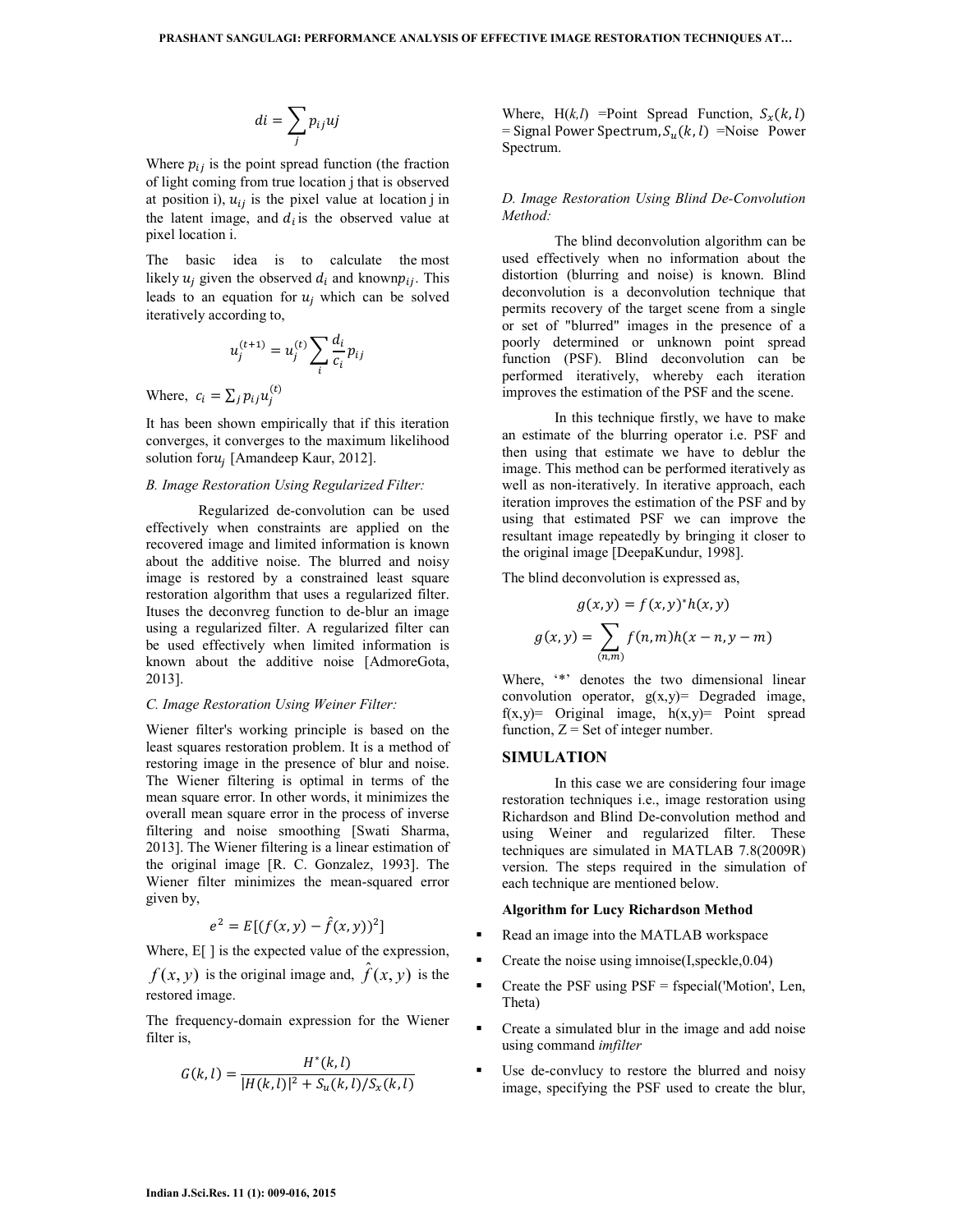$$di = \sum_{j} p_{ij} uj$$

Where $p_{ij}$ is the point spread function (the fraction of light coming from true location j that is observed at position i), $u_{ij}$ is the pixel value at location j in the latent image, and $d_i$ is the observed value at pixel location i.

The basic idea is to calculate the most likely $u_j$ given the observed $d_i$ and known$p_{ij}$. This leads to an equation for $u_j$ which can be solved iteratively according to,

$$u_j^{(t+1)} = u_j^{(t)} \sum_{i} \frac{d_i}{c_i} p_{ij}$$

Where, $c_i = \sum_j p_{ij} u_j^{(t)}$

It has been shown empirically that if this iteration converges, it converges to the maximum likelihood solution for$u_j$ [Amandeep Kaur, 2012].

### *B. Image Restoration Using Regularized Filter:*

Regularized de-convolution can be used effectively when constraints are applied on the recovered image and limited information is known about the additive noise. The blurred and noisy image is restored by a constrained least square restoration algorithm that uses a regularized filter. Ituses the deconvreg function to de-blur an image using a regularized filter. A regularized filter can be used effectively when limited information is known about the additive noise [AdmoreGota, 2013].

### *C. Image Restoration Using Weiner Filter:*

Wiener filter's working principle is based on the least squares restoration problem. It is a method of restoring image in the presence of blur and noise. The Wiener filtering is optimal in terms of the mean square error. In other words, it minimizes the overall mean square error in the process of inverse filtering and noise smoothing [Swati Sharma, 2013]. The Wiener filtering is a linear estimation of the original image [R. C. Gonzalez, 1993]. The Wiener filter minimizes the mean-squared error given by,

$$e^2 = E[(f(x,y) - \hat{f}(x,y))^2]$$

Where, E[ ] is the expected value of the expression, $f(x,y)$ is the original image and, $\hat{f}(x,y)$ is the restored image.

The frequency-domain expression for the Wiener filter is,

$$G(k,l) = \frac{H^*(k,l)}{|H(k,l)|^2 + S_u(k,l)/S_x(k,l)}$$

Where, H(*k,l*) =Point Spread Function, $S_x(k,l)$ = Signal Power Spectrum, $S_u(k,l)$ =Noise Power Spectrum.

### *D. Image Restoration Using Blind De-Convolution Method:*

The blind deconvolution algorithm can be used effectively when no information about the distortion (blurring and noise) is known. Blind deconvolution is a deconvolution technique that permits recovery of the target scene from a single or set of "blurred" images in the presence of a poorly determined or unknown point spread function (PSF). Blind deconvolution can be performed iteratively, whereby each iteration improves the estimation of the PSF and the scene.

In this technique firstly, we have to make an estimate of the blurring operator i.e. PSF and then using that estimate we have to deblur the image. This method can be performed iteratively as well as non-iteratively. In iterative approach, each iteration improves the estimation of the PSF and by using that estimated PSF we can improve the resultant image repeatedly by bringing it closer to the original image [DeepaKundur, 1998].

The blind deconvolution is expressed as,

$$g(x,y) = f(x,y)^* h(x,y)$$

$$g(x,y) = \sum_{(n,m)} f(n,m) h(x-n, y-m)$$

Where, '*' denotes the two dimensional linear convolution operator, g(x,y)= Degraded image, f(x,y)= Original image, h(x,y)= Point spread function, Z = Set of integer number.

## SIMULATION

In this case we are considering four image restoration techniques i.e., image restoration using Richardson and Blind De-convolution method and using Weiner and regularized filter. These techniques are simulated in MATLAB 7.8(2009R) version. The steps required in the simulation of each technique are mentioned below.

**Algorithm for Lucy Richardson Method**

- Read an image into the MATLAB workspace
- Create the noise using imnoise(I,speckle,0.04)
- Create the PSF using PSF = fspecial('Motion', Len, Theta)
- Create a simulated blur in the image and add noise using command *imfilter*
- Use de-convlucy to restore the blurred and noisy image, specifying the PSF used to create the blur,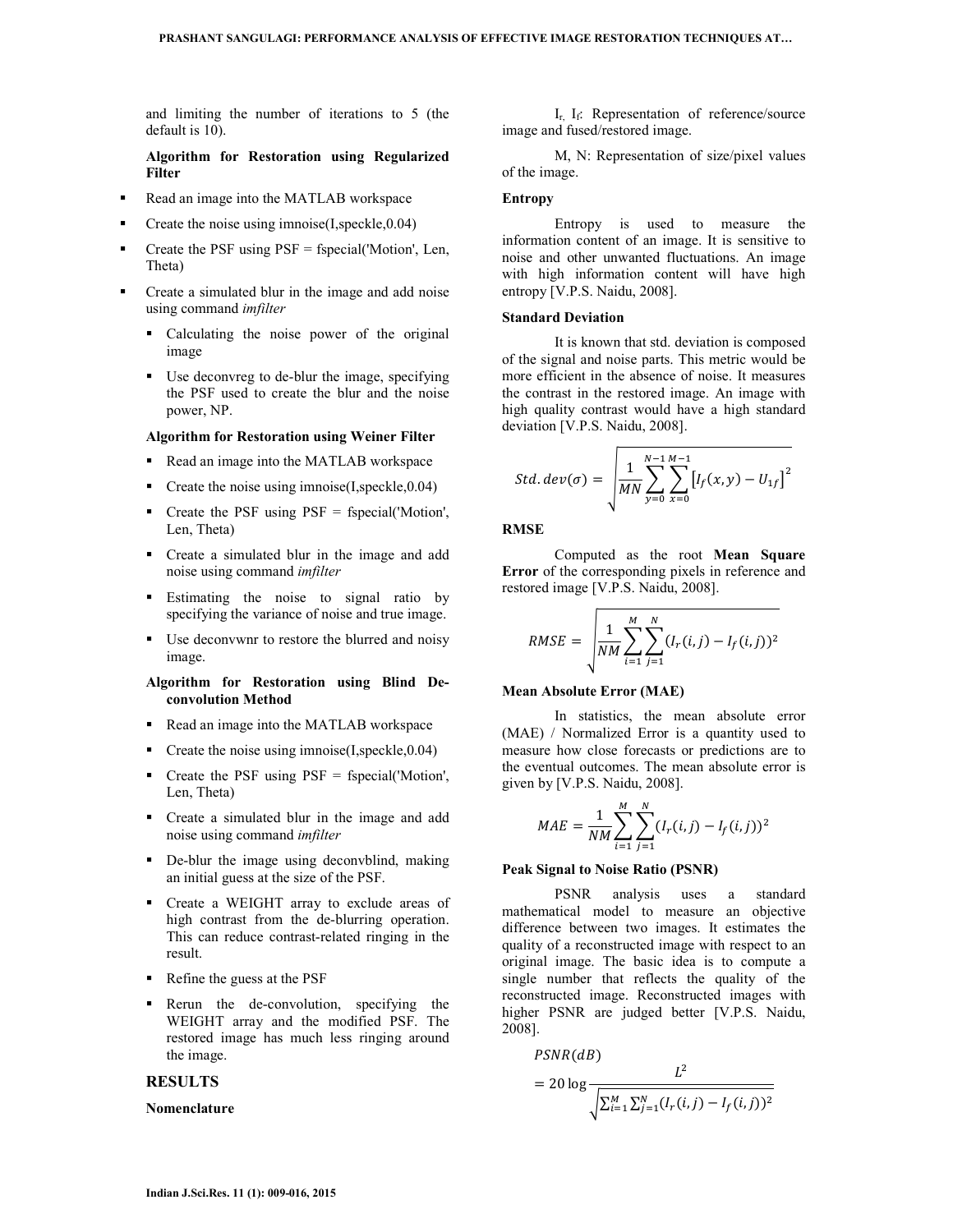and limiting the number of iterations to 5 (the default is 10).

**Algorithm for Restoration using Regularized Filter**

- Read an image into the MATLAB workspace
- Create the noise using imnoise(I,speckle,0.04)
- Create the PSF using PSF = fspecial('Motion', Len, Theta)
- Create a simulated blur in the image and add noise using command *imfilter*
  - Calculating the noise power of the original image
  - Use deconvreg to de-blur the image, specifying the PSF used to create the blur and the noise power, NP.

**Algorithm for Restoration using Weiner Filter**

- Read an image into the MATLAB workspace
- Create the noise using imnoise(I,speckle,0.04)
- Create the PSF using PSF = fspecial('Motion', Len, Theta)
- Create a simulated blur in the image and add noise using command *imfilter*
- Estimating the noise to signal ratio by specifying the variance of noise and true image.
- Use deconvwnr to restore the blurred and noisy image.

**Algorithm for Restoration using Blind De-convolution Method**

- Read an image into the MATLAB workspace
- Create the noise using imnoise(I,speckle,0.04)
- Create the PSF using PSF = fspecial('Motion', Len, Theta)
- Create a simulated blur in the image and add noise using command *imfilter*
- De-blur the image using deconvblind, making an initial guess at the size of the PSF.
- Create a WEIGHT array to exclude areas of high contrast from the de-blurring operation. This can reduce contrast-related ringing in the result.
- Refine the guess at the PSF
- Rerun the de-convolution, specifying the WEIGHT array and the modified PSF. The restored image has much less ringing around the image.

## RESULTS

**Nomenclature**

$I_r$, $I_f$: Representation of reference/source image and fused/restored image.

M, N: Representation of size/pixel values of the image.

**Entropy**

Entropy is used to measure the information content of an image. It is sensitive to noise and other unwanted fluctuations. An image with high information content will have high entropy [V.P.S. Naidu, 2008].

**Standard Deviation**

It is known that std. deviation is composed of the signal and noise parts. This metric would be more efficient in the absence of noise. It measures the contrast in the restored image. An image with high quality contrast would have a high standard deviation [V.P.S. Naidu, 2008].

$$Std.dev(\sigma) = \sqrt{\frac{1}{MN}\sum_{y=0}^{N-1}\sum_{x=0}^{M-1}\left[I_f(x,y) - U_{1f}\right]^2}$$

**RMSE**

Computed as the root **Mean Square Error** of the corresponding pixels in reference and restored image [V.P.S. Naidu, 2008].

$$RMSE = \sqrt{\frac{1}{NM}\sum_{i=1}^{M}\sum_{j=1}^{N}(I_r(i,j) - I_f(i,j))^2}$$

**Mean Absolute Error (MAE)**

In statistics, the mean absolute error (MAE) / Normalized Error is a quantity used to measure how close forecasts or predictions are to the eventual outcomes. The mean absolute error is given by [V.P.S. Naidu, 2008].

$$MAE = \frac{1}{NM}\sum_{i=1}^{M}\sum_{j=1}^{N}(I_r(i,j) - I_f(i,j))^2$$

**Peak Signal to Noise Ratio (PSNR)**

PSNR analysis uses a standard mathematical model to measure an objective difference between two images. It estimates the quality of a reconstructed image with respect to an original image. The basic idea is to compute a single number that reflects the quality of the reconstructed image. Reconstructed images with higher PSNR are judged better [V.P.S. Naidu, 2008].

$$PSNR(dB) = 20\log\frac{L^2}{\sqrt{\sum_{i=1}^{M}\sum_{j=1}^{N}(I_r(i,j) - I_f(i,j))^2}}$$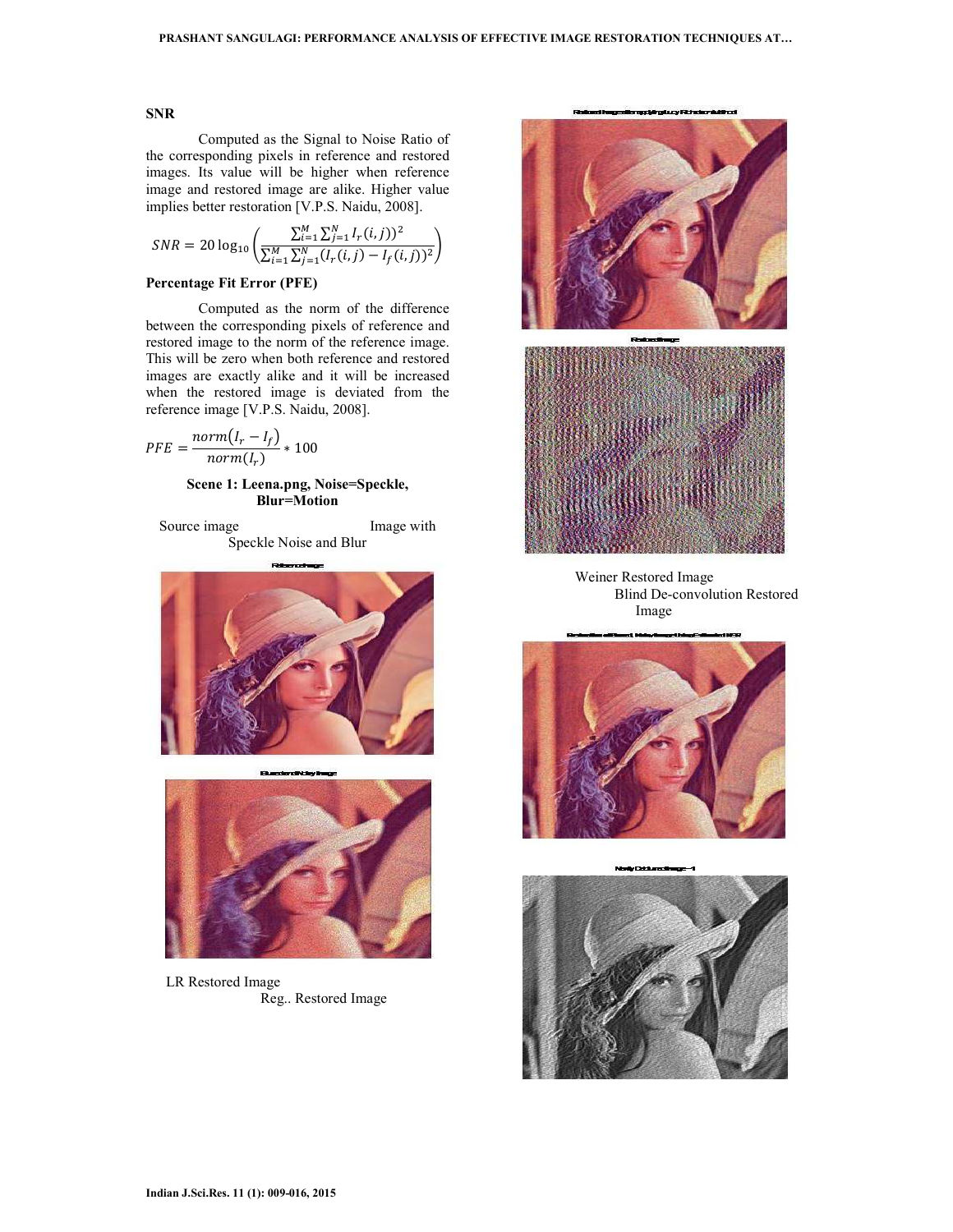### SNR

Computed as the Signal to Noise Ratio of the corresponding pixels in reference and restored images. Its value will be higher when reference image and restored image are alike. Higher value implies better restoration [V.P.S. Naidu, 2008].

$$SNR = 20\log_{10}\left(\frac{\sum_{i=1}^{M}\sum_{j=1}^{N} I_r(i,j))^2}{\sum_{i=1}^{M}\sum_{j=1}^{N}(I_r(i,j) - I_f(i,j))^2}\right)$$

### Percentage Fit Error (PFE)

Computed as the norm of the difference between the corresponding pixels of reference and restored image to the norm of the reference image. This will be zero when both reference and restored images are exactly alike and it will be increased when the restored image is deviated from the reference image [V.P.S. Naidu, 2008].

$$PFE = \frac{norm(I_r - I_f)}{norm(I_r)} * 100$$

**Scene 1: Leena.png, Noise=Speckle, Blur=Motion**

Source image Image with Speckle Noise and Blur

LR Restored Image Reg.. Restored Image

Weiner Restored Image Blind De-convolution Restored Image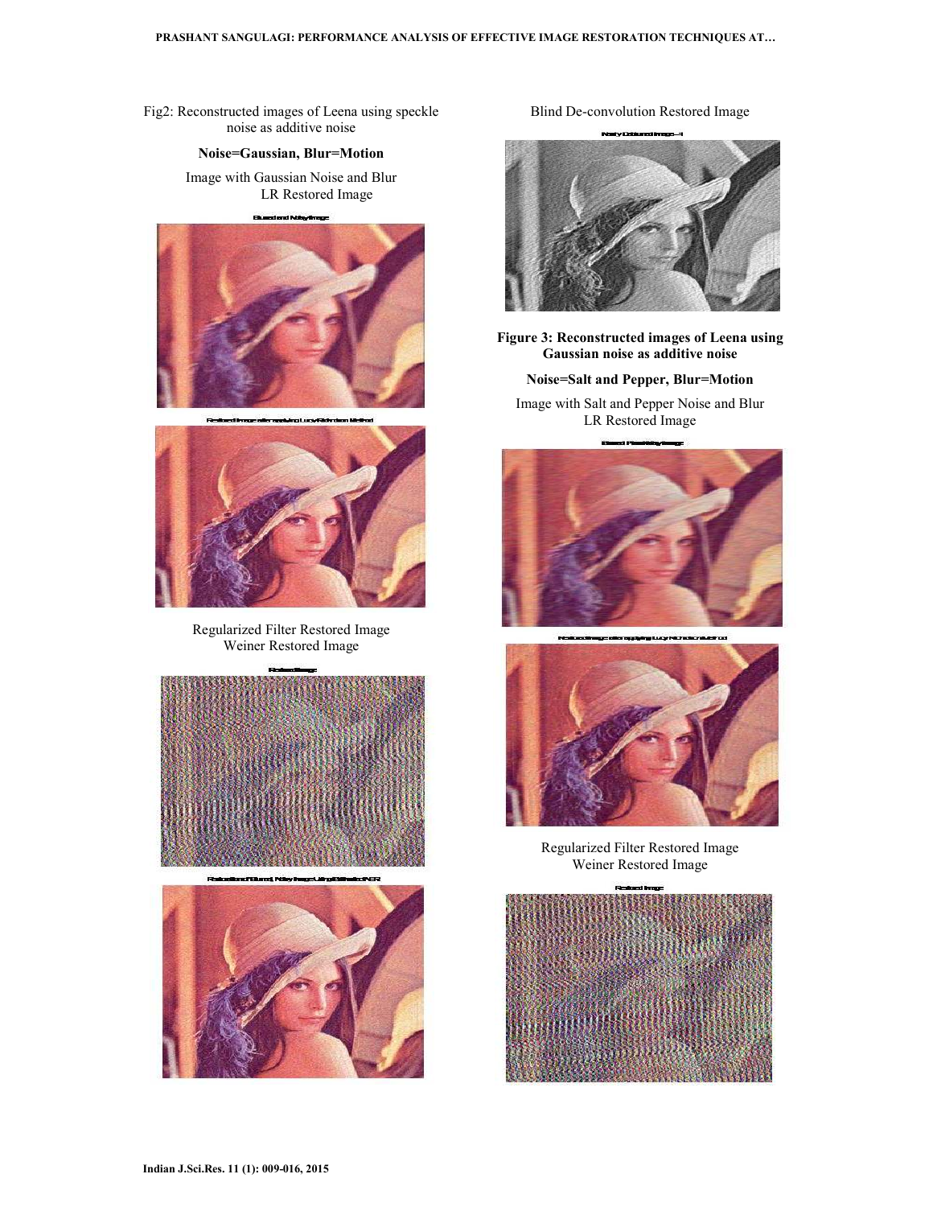Fig2: Reconstructed images of Leena using speckle noise as additive noise

**Noise=Gaussian, Blur=Motion**

Image with Gaussian Noise and Blur
LR Restored Image

Regularized Filter Restored Image
Weiner Restored Image

Blind De-convolution Restored Image

**Figure 3: Reconstructed images of Leena using Gaussian noise as additive noise**

**Noise=Salt and Pepper, Blur=Motion**

Image with Salt and Pepper Noise and Blur
LR Restored Image

Regularized Filter Restored Image
Weiner Restored Image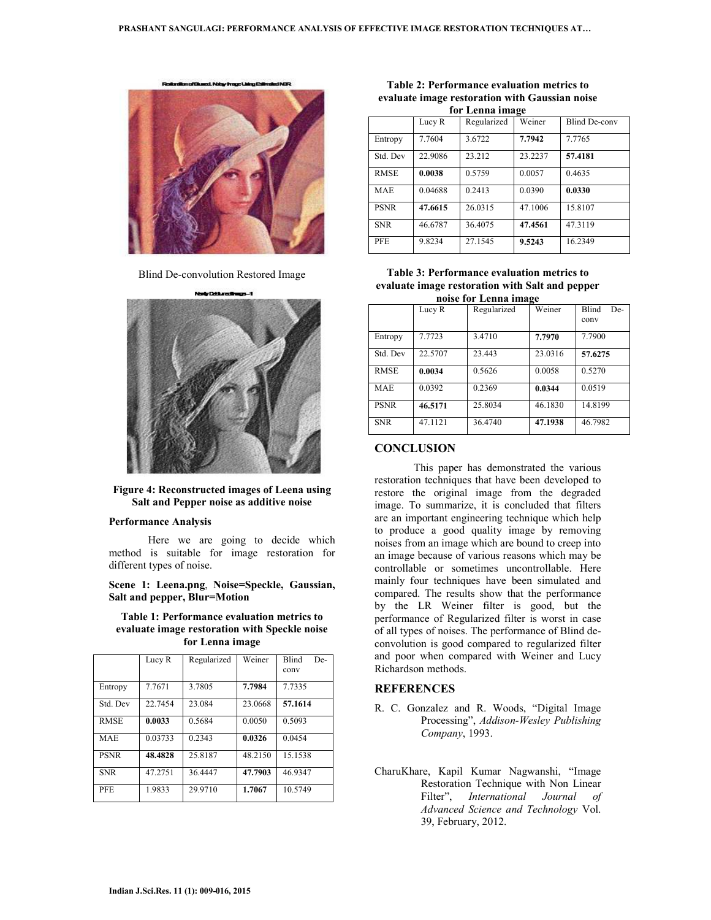Blind De-convolution Restored Image

**Figure 4: Reconstructed images of Leena using Salt and Pepper noise as additive noise**

**Performance Analysis**

Here we are going to decide which method is suitable for image restoration for different types of noise.

**Scene 1: Leena.png, Noise=Speckle, Gaussian, Salt and pepper, Blur=Motion**

**Table 1: Performance evaluation metrics to evaluate image restoration with Speckle noise for Lenna image**

| | Lucy R | Regularized | Weiner | Blind De-conv |
|---|---|---|---|---|
| Entropy | 7.7671 | 3.7805 | **7.7984** | 7.7335 |
| Std. Dev | 22.7454 | 23.084 | 23.0668 | **57.1614** |
| RMSE | **0.0033** | 0.5684 | 0.0050 | 0.5093 |
| MAE | 0.03733 | 0.2343 | **0.0326** | 0.0454 |
| PSNR | **48.4828** | 25.8187 | 48.2150 | 15.1538 |
| SNR | 47.2751 | 36.4447 | **47.7903** | 46.9347 |
| PFE | 1.9833 | 29.9710 | **1.7067** | 10.5749 |

**Table 2: Performance evaluation metrics to evaluate image restoration with Gaussian noise for Lenna image**

| | Lucy R | Regularized | Weiner | Blind De-conv |
|---|---|---|---|---|
| Entropy | 7.7604 | 3.6722 | **7.7942** | 7.7765 |
| Std. Dev | 22.9086 | 23.212 | 23.2237 | **57.4181** |
| RMSE | **0.0038** | 0.5759 | 0.0057 | 0.4635 |
| MAE | 0.04688 | 0.2413 | 0.0390 | **0.0330** |
| PSNR | **47.6615** | 26.0315 | 47.1006 | 15.8107 |
| SNR | 46.6787 | 36.4075 | **47.4561** | 47.3119 |
| PFE | 9.8234 | 27.1545 | **9.5243** | 16.2349 |

**Table 3: Performance evaluation metrics to evaluate image restoration with Salt and pepper noise for Lenna image**

| | Lucy R | Regularized | Weiner | Blind De-conv |
|---|---|---|---|---|
| Entropy | 7.7723 | 3.4710 | **7.7970** | 7.7900 |
| Std. Dev | 22.5707 | 23.443 | 23.0316 | **57.6275** |
| RMSE | **0.0034** | 0.5626 | 0.0058 | 0.5270 |
| MAE | 0.0392 | 0.2369 | **0.0344** | 0.0519 |
| PSNR | **46.5171** | 25.8034 | 46.1830 | 14.8199 |
| SNR | 47.1121 | 36.4740 | **47.1938** | 46.7982 |

## CONCLUSION

This paper has demonstrated the various restoration techniques that have been developed to restore the original image from the degraded image. To summarize, it is concluded that filters are an important engineering technique which help to produce a good quality image by removing noises from an image which are bound to creep into an image because of various reasons which may be controllable or sometimes uncontrollable. Here mainly four techniques have been simulated and compared. The results show that the performance by the LR Weiner filter is good, but the performance of Regularized filter is worst in case of all types of noises. The performance of Blind de-convolution is good compared to regularized filter and poor when compared with Weiner and Lucy Richardson methods.

## REFERENCES

R. C. Gonzalez and R. Woods, "Digital Image Processing", *Addison-Wesley Publishing Company*, 1993.

CharuKhare, Kapil Kumar Nagwanshi, "Image Restoration Technique with Non Linear Filter", *International Journal of Advanced Science and Technology* Vol. 39, February, 2012.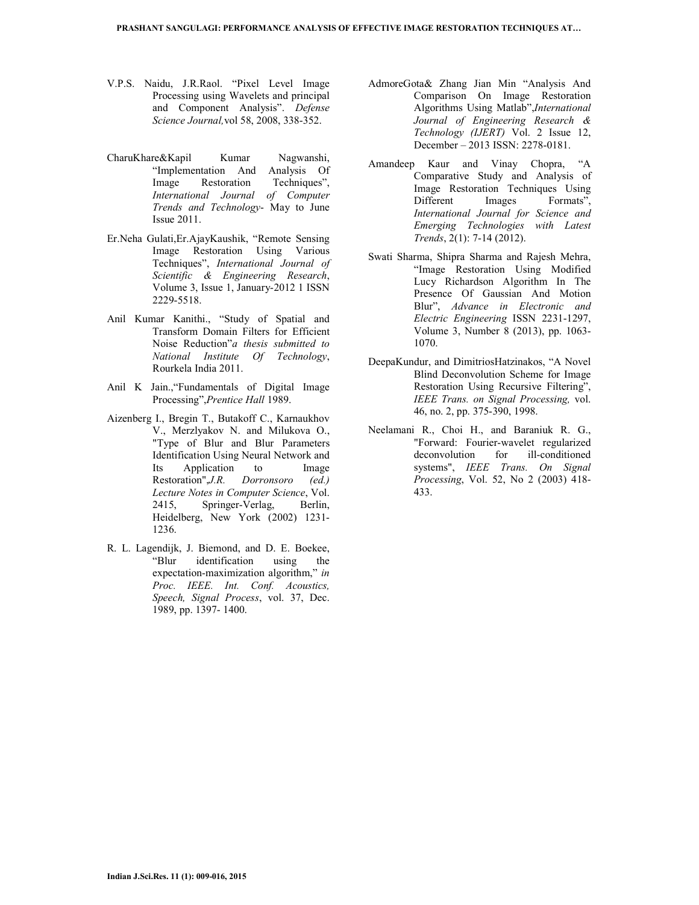V.P.S. Naidu, J.R.Raol. "Pixel Level Image Processing using Wavelets and principal and Component Analysis". *Defense Science Journal,* vol 58, 2008, 338-352.

CharuKhare&Kapil Kumar Nagwanshi, "Implementation And Analysis Of Image Restoration Techniques", *International Journal of Computer Trends and Technology-* May to June Issue 2011.

Er.Neha Gulati,Er.AjayKaushik, "Remote Sensing Image Restoration Using Various Techniques", *International Journal of Scientific & Engineering Research*, Volume 3, Issue 1, January-2012 1 ISSN 2229-5518.

Anil Kumar Kanithi., "Study of Spatial and Transform Domain Filters for Efficient Noise Reduction"*a thesis submitted to National Institute Of Technology*, Rourkela India 2011.

Anil K Jain.,"Fundamentals of Digital Image Processing",*Prentice Hall* 1989.

Aizenberg I., Bregin T., Butakoff C., Karnaukhov V., Merzlyakov N. and Milukova O., "Type of Blur and Blur Parameters Identification Using Neural Network and Its Application to Image Restoration",*J.R. Dorronsoro (ed.) Lecture Notes in Computer Science*, Vol. 2415, Springer-Verlag, Berlin, Heidelberg, New York (2002) 1231-1236.

R. L. Lagendijk, J. Biemond, and D. E. Boekee, "Blur identification using the expectation-maximization algorithm," *in Proc. IEEE. Int. Conf. Acoustics, Speech, Signal Process*, vol. 37, Dec. 1989, pp. 1397- 1400.

AdmoreGota& Zhang Jian Min "Analysis And Comparison On Image Restoration Algorithms Using Matlab",*International Journal of Engineering Research & Technology (IJERT)* Vol. 2 Issue 12, December – 2013 ISSN: 2278-0181.

Amandeep Kaur and Vinay Chopra, "A Comparative Study and Analysis of Image Restoration Techniques Using Different Images Formats", *International Journal for Science and Emerging Technologies with Latest Trends*, 2(1): 7-14 (2012).

Swati Sharma, Shipra Sharma and Rajesh Mehra, "Image Restoration Using Modified Lucy Richardson Algorithm In The Presence Of Gaussian And Motion Blur", *Advance in Electronic and Electric Engineering* ISSN 2231-1297, Volume 3, Number 8 (2013), pp. 1063-1070.

DeepaKundur, and DimitriosHatzinakos, "A Novel Blind Deconvolution Scheme for Image Restoration Using Recursive Filtering", *IEEE Trans. on Signal Processing,* vol. 46, no. 2, pp. 375-390, 1998.

Neelamani R., Choi H., and Baraniuk R. G., "Forward: Fourier-wavelet regularized deconvolution for ill-conditioned systems", *IEEE Trans. On Signal Processing*, Vol. 52, No 2 (2003) 418-433.